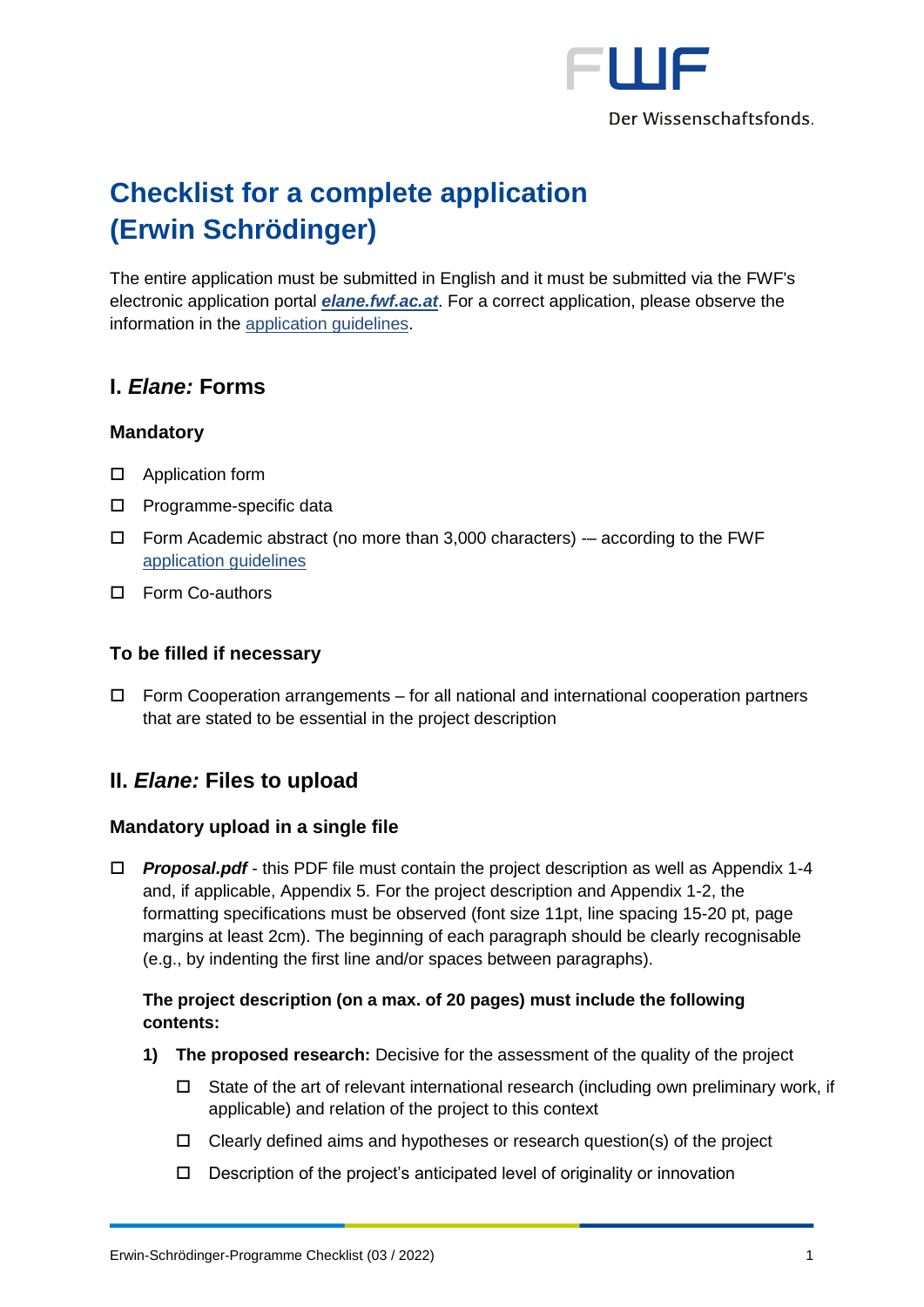# Checklist for a complete application (Erwin Schrödinger)

The entire application must be submitted in English and it must be submitted via the FWF's electronic application portal ***elane.fwf.ac.at***. For a correct application, please observe the information in the application guidelines.

## I. *Elane:* Forms

### Mandatory

- ☐ Application form
- ☐ Programme-specific data
- ☐ Form Academic abstract (no more than 3,000 characters) -– according to the FWF application guidelines
- ☐ Form Co-authors

### To be filled if necessary

- ☐ Form Cooperation arrangements – for all national and international cooperation partners that are stated to be essential in the project description

## II. *Elane:* Files to upload

### Mandatory upload in a single file

- ☐ ***Proposal.pdf*** - this PDF file must contain the project description as well as Appendix 1-4 and, if applicable, Appendix 5. For the project description and Appendix 1-2, the formatting specifications must be observed (font size 11pt, line spacing 15-20 pt, page margins at least 2cm). The beginning of each paragraph should be clearly recognisable (e.g., by indenting the first line and/or spaces between paragraphs).

  **The project description (on a max. of 20 pages) must include the following contents:**

  **1) The proposed research:** Decisive for the assessment of the quality of the project

  - ☐ State of the art of relevant international research (including own preliminary work, if applicable) and relation of the project to this context
  - ☐ Clearly defined aims and hypotheses or research question(s) of the project
  - ☐ Description of the project's anticipated level of originality or innovation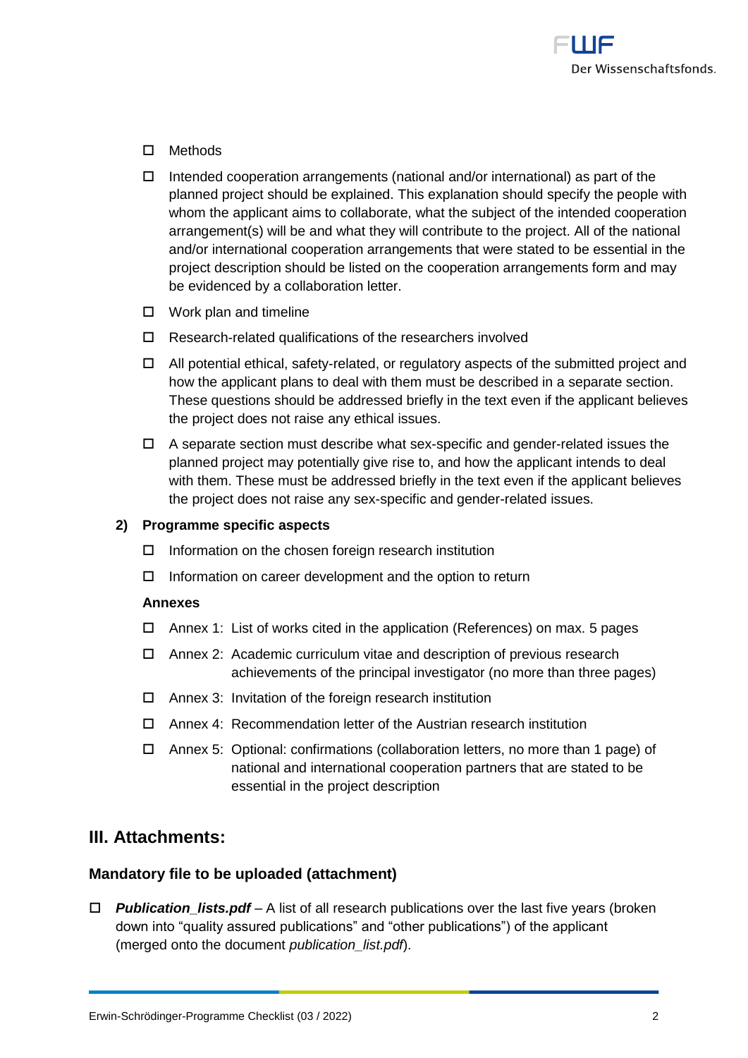- ☐ Methods
- ☐ Intended cooperation arrangements (national and/or international) as part of the planned project should be explained. This explanation should specify the people with whom the applicant aims to collaborate, what the subject of the intended cooperation arrangement(s) will be and what they will contribute to the project. All of the national and/or international cooperation arrangements that were stated to be essential in the project description should be listed on the cooperation arrangements form and may be evidenced by a collaboration letter.
- ☐ Work plan and timeline
- ☐ Research-related qualifications of the researchers involved
- ☐ All potential ethical, safety-related, or regulatory aspects of the submitted project and how the applicant plans to deal with them must be described in a separate section. These questions should be addressed briefly in the text even if the applicant believes the project does not raise any ethical issues.
- ☐ A separate section must describe what sex-specific and gender-related issues the planned project may potentially give rise to, and how the applicant intends to deal with them. These must be addressed briefly in the text even if the applicant believes the project does not raise any sex-specific and gender-related issues.

**2) Programme specific aspects**

- ☐ Information on the chosen foreign research institution
- ☐ Information on career development and the option to return

**Annexes**

- ☐ Annex 1: List of works cited in the application (References) on max. 5 pages
- ☐ Annex 2: Academic curriculum vitae and description of previous research achievements of the principal investigator (no more than three pages)
- ☐ Annex 3: Invitation of the foreign research institution
- ☐ Annex 4: Recommendation letter of the Austrian research institution
- ☐ Annex 5: Optional: confirmations (collaboration letters, no more than 1 page) of national and international cooperation partners that are stated to be essential in the project description

## III. Attachments:

### Mandatory file to be uploaded (attachment)

- ☐ ***Publication_lists.pdf*** – A list of all research publications over the last five years (broken down into "quality assured publications" and "other publications") of the applicant (merged onto the document *publication_list.pdf*).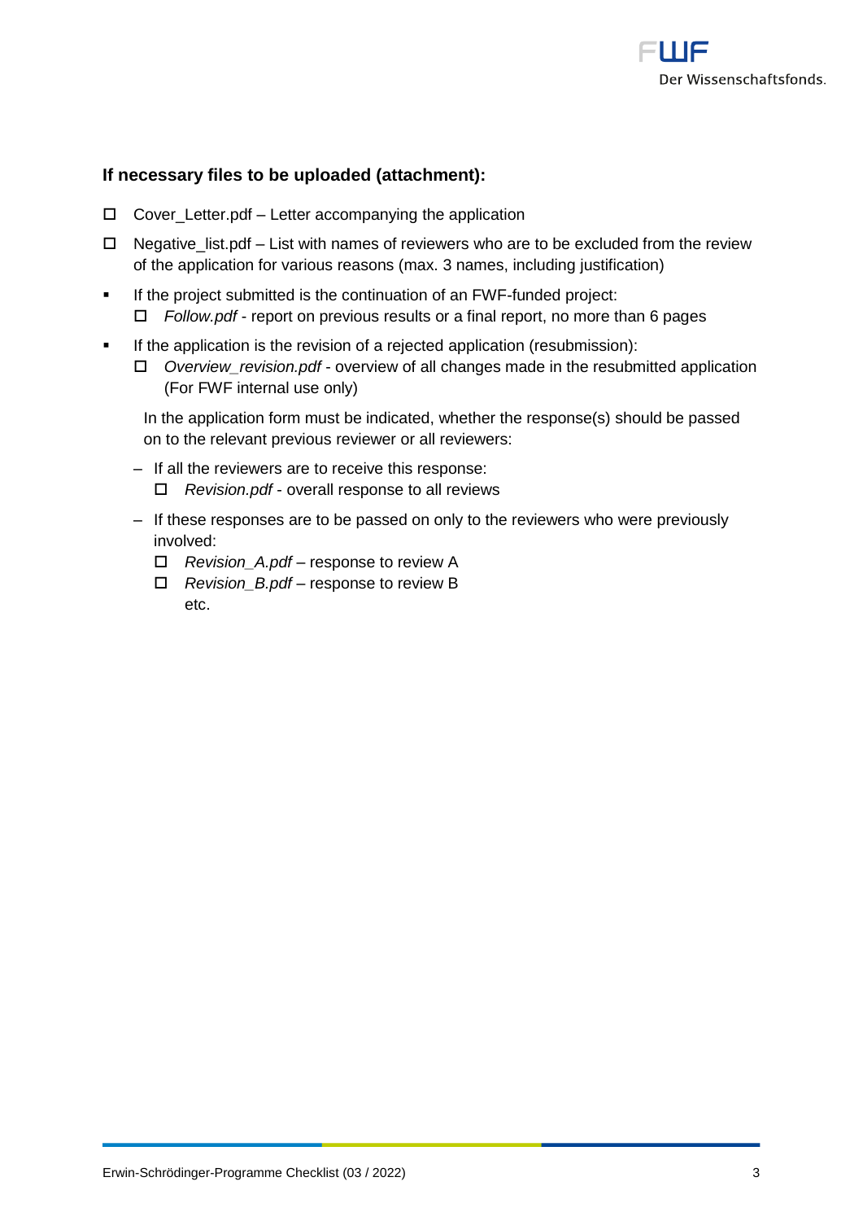### If necessary files to be uploaded (attachment):

- ☐ Cover_Letter.pdf – Letter accompanying the application
- ☐ Negative_list.pdf – List with names of reviewers who are to be excluded from the review of the application for various reasons (max. 3 names, including justification)

- If the project submitted is the continuation of an FWF-funded project:
  - ☐ *Follow.pdf* - report on previous results or a final report, no more than 6 pages
- If the application is the revision of a rejected application (resubmission):
  - ☐ *Overview_revision.pdf* - overview of all changes made in the resubmitted application (For FWF internal use only)

  In the application form must be indicated, whether the response(s) should be passed on to the relevant previous reviewer or all reviewers:

  - If all the reviewers are to receive this response:
    - ☐ *Revision.pdf* - overall response to all reviews
  - If these responses are to be passed on only to the reviewers who were previously involved:
    - ☐ *Revision_A.pdf* – response to review A
    - ☐ *Revision_B.pdf* – response to review B

      etc.